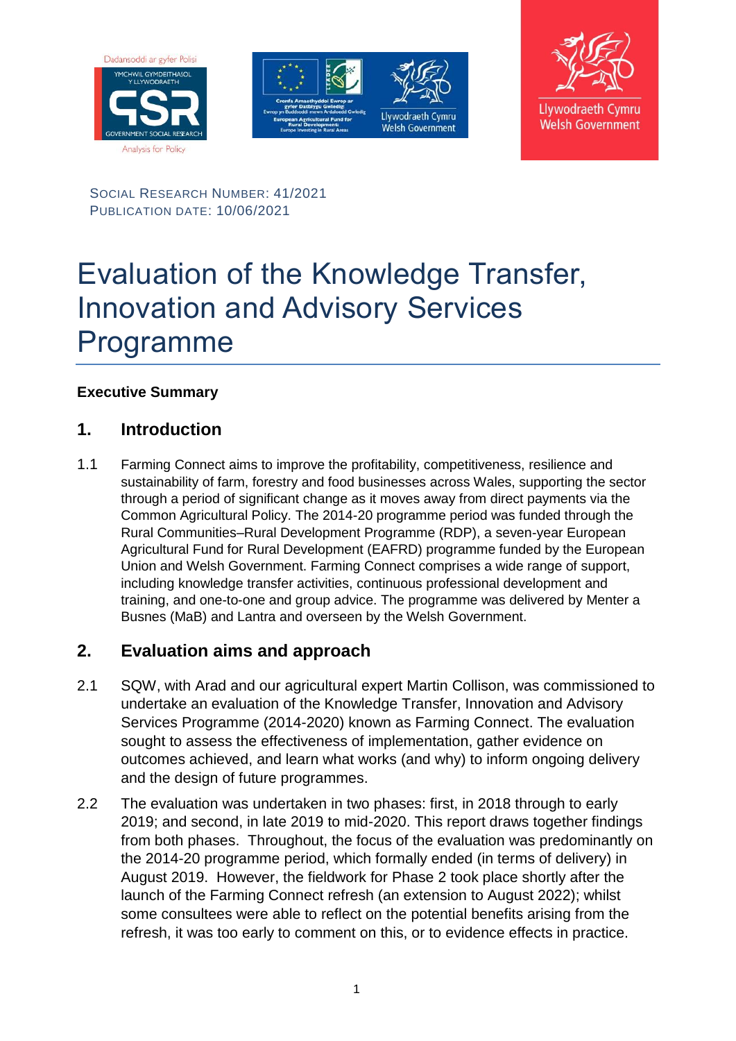SOCIAL RESEARCH NUMBER: 41/2021
PUBLICATION DATE: 10/06/2021

# Evaluation of the Knowledge Transfer, Innovation and Advisory Services Programme

**Executive Summary**

## 1. Introduction

1.1 Farming Connect aims to improve the profitability, competitiveness, resilience and sustainability of farm, forestry and food businesses across Wales, supporting the sector through a period of significant change as it moves away from direct payments via the Common Agricultural Policy. The 2014-20 programme period was funded through the Rural Communities–Rural Development Programme (RDP), a seven-year European Agricultural Fund for Rural Development (EAFRD) programme funded by the European Union and Welsh Government. Farming Connect comprises a wide range of support, including knowledge transfer activities, continuous professional development and training, and one-to-one and group advice. The programme was delivered by Menter a Busnes (MaB) and Lantra and overseen by the Welsh Government.

## 2. Evaluation aims and approach

2.1 SQW, with Arad and our agricultural expert Martin Collison, was commissioned to undertake an evaluation of the Knowledge Transfer, Innovation and Advisory Services Programme (2014-2020) known as Farming Connect. The evaluation sought to assess the effectiveness of implementation, gather evidence on outcomes achieved, and learn what works (and why) to inform ongoing delivery and the design of future programmes.

2.2 The evaluation was undertaken in two phases: first, in 2018 through to early 2019; and second, in late 2019 to mid-2020. This report draws together findings from both phases. Throughout, the focus of the evaluation was predominantly on the 2014-20 programme period, which formally ended (in terms of delivery) in August 2019. However, the fieldwork for Phase 2 took place shortly after the launch of the Farming Connect refresh (an extension to August 2022); whilst some consultees were able to reflect on the potential benefits arising from the refresh, it was too early to comment on this, or to evidence effects in practice.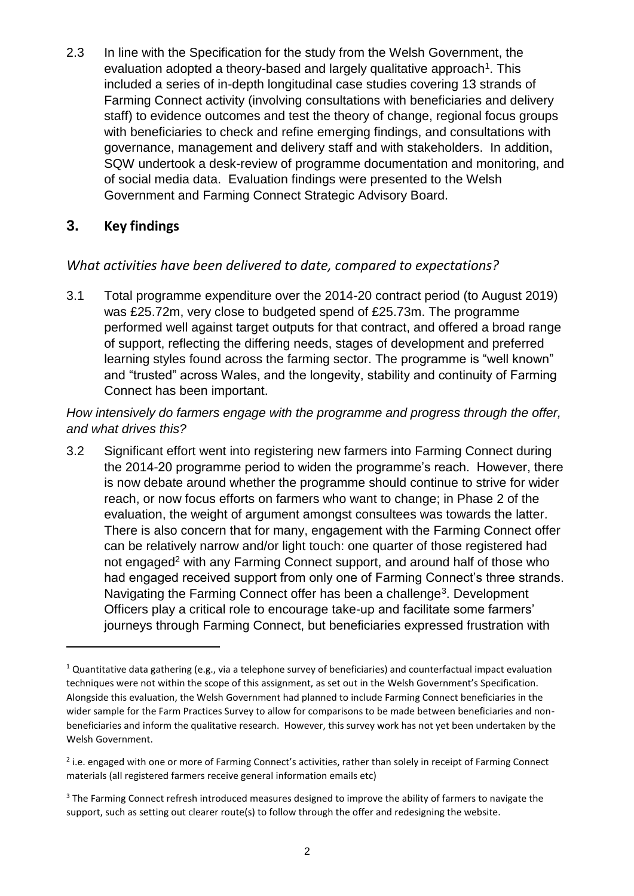2.3 In line with the Specification for the study from the Welsh Government, the evaluation adopted a theory-based and largely qualitative approach[1]. This included a series of in-depth longitudinal case studies covering 13 strands of Farming Connect activity (involving consultations with beneficiaries and delivery staff) to evidence outcomes and test the theory of change, regional focus groups with beneficiaries to check and refine emerging findings, and consultations with governance, management and delivery staff and with stakeholders. In addition, SQW undertook a desk-review of programme documentation and monitoring, and of social media data. Evaluation findings were presented to the Welsh Government and Farming Connect Strategic Advisory Board.

## 3. Key findings

### *What activities have been delivered to date, compared to expectations?*

3.1 Total programme expenditure over the 2014-20 contract period (to August 2019) was £25.72m, very close to budgeted spend of £25.73m. The programme performed well against target outputs for that contract, and offered a broad range of support, reflecting the differing needs, stages of development and preferred learning styles found across the farming sector. The programme is "well known" and "trusted" across Wales, and the longevity, stability and continuity of Farming Connect has been important.

*How intensively do farmers engage with the programme and progress through the offer, and what drives this?*

3.2 Significant effort went into registering new farmers into Farming Connect during the 2014-20 programme period to widen the programme's reach. However, there is now debate around whether the programme should continue to strive for wider reach, or now focus efforts on farmers who want to change; in Phase 2 of the evaluation, the weight of argument amongst consultees was towards the latter. There is also concern that for many, engagement with the Farming Connect offer can be relatively narrow and/or light touch: one quarter of those registered had not engaged[2] with any Farming Connect support, and around half of those who had engaged received support from only one of Farming Connect's three strands. Navigating the Farming Connect offer has been a challenge[3]. Development Officers play a critical role to encourage take-up and facilitate some farmers' journeys through Farming Connect, but beneficiaries expressed frustration with

---

[1] Quantitative data gathering (e.g., via a telephone survey of beneficiaries) and counterfactual impact evaluation techniques were not within the scope of this assignment, as set out in the Welsh Government's Specification. Alongside this evaluation, the Welsh Government had planned to include Farming Connect beneficiaries in the wider sample for the Farm Practices Survey to allow for comparisons to be made between beneficiaries and non-beneficiaries and inform the qualitative research. However, this survey work has not yet been undertaken by the Welsh Government.

[2] i.e. engaged with one or more of Farming Connect's activities, rather than solely in receipt of Farming Connect materials (all registered farmers receive general information emails etc)

[3] The Farming Connect refresh introduced measures designed to improve the ability of farmers to navigate the support, such as setting out clearer route(s) to follow through the offer and redesigning the website.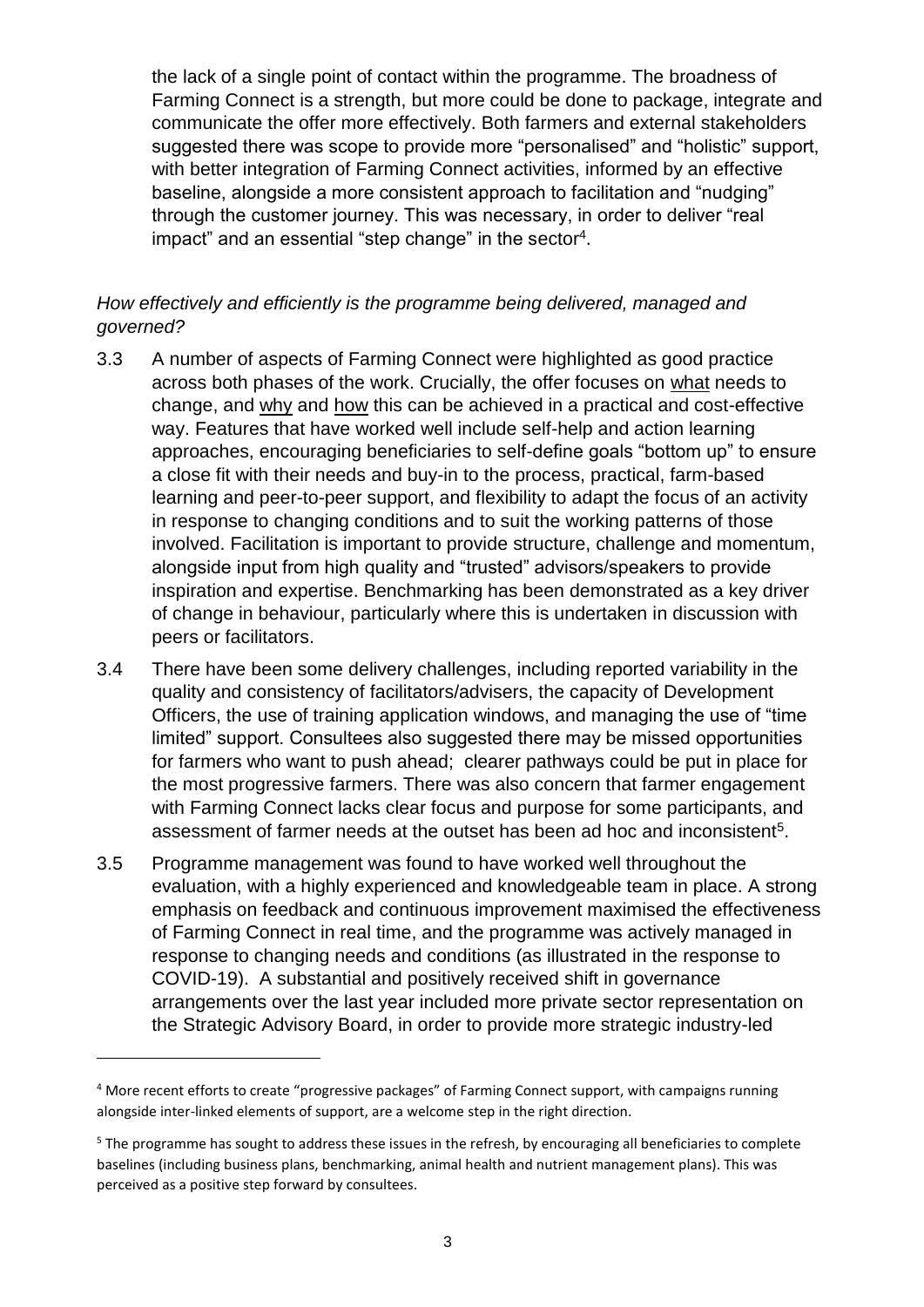the lack of a single point of contact within the programme. The broadness of Farming Connect is a strength, but more could be done to package, integrate and communicate the offer more effectively. Both farmers and external stakeholders suggested there was scope to provide more "personalised" and "holistic" support, with better integration of Farming Connect activities, informed by an effective baseline, alongside a more consistent approach to facilitation and "nudging" through the customer journey. This was necessary, in order to deliver "real impact" and an essential "step change" in the sector[4].

*How effectively and efficiently is the programme being delivered, managed and governed?*

3.3 A number of aspects of Farming Connect were highlighted as good practice across both phases of the work. Crucially, the offer focuses on what needs to change, and why and how this can be achieved in a practical and cost-effective way. Features that have worked well include self-help and action learning approaches, encouraging beneficiaries to self-define goals "bottom up" to ensure a close fit with their needs and buy-in to the process, practical, farm-based learning and peer-to-peer support, and flexibility to adapt the focus of an activity in response to changing conditions and to suit the working patterns of those involved. Facilitation is important to provide structure, challenge and momentum, alongside input from high quality and "trusted" advisors/speakers to provide inspiration and expertise. Benchmarking has been demonstrated as a key driver of change in behaviour, particularly where this is undertaken in discussion with peers or facilitators.

3.4 There have been some delivery challenges, including reported variability in the quality and consistency of facilitators/advisers, the capacity of Development Officers, the use of training application windows, and managing the use of "time limited" support. Consultees also suggested there may be missed opportunities for farmers who want to push ahead; clearer pathways could be put in place for the most progressive farmers. There was also concern that farmer engagement with Farming Connect lacks clear focus and purpose for some participants, and assessment of farmer needs at the outset has been ad hoc and inconsistent[5].

3.5 Programme management was found to have worked well throughout the evaluation, with a highly experienced and knowledgeable team in place. A strong emphasis on feedback and continuous improvement maximised the effectiveness of Farming Connect in real time, and the programme was actively managed in response to changing needs and conditions (as illustrated in the response to COVID-19). A substantial and positively received shift in governance arrangements over the last year included more private sector representation on the Strategic Advisory Board, in order to provide more strategic industry-led

[4] More recent efforts to create "progressive packages" of Farming Connect support, with campaigns running alongside inter-linked elements of support, are a welcome step in the right direction.

[5] The programme has sought to address these issues in the refresh, by encouraging all beneficiaries to complete baselines (including business plans, benchmarking, animal health and nutrient management plans). This was perceived as a positive step forward by consultees.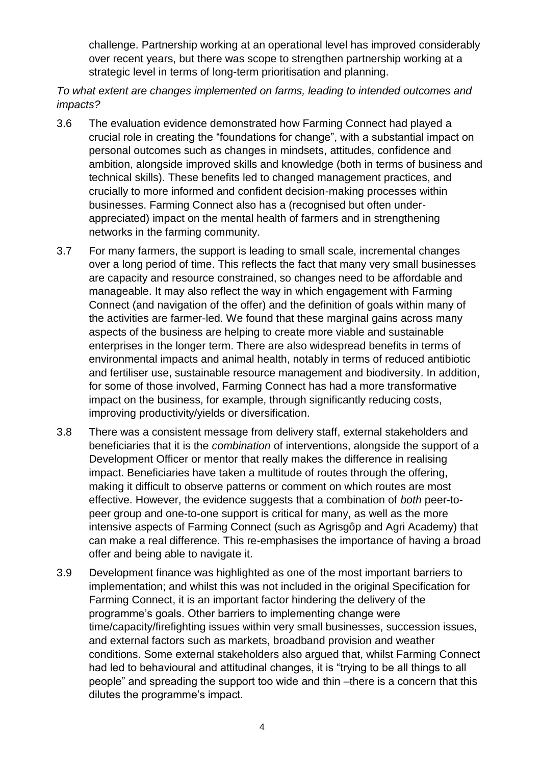challenge. Partnership working at an operational level has improved considerably over recent years, but there was scope to strengthen partnership working at a strategic level in terms of long-term prioritisation and planning.

*To what extent are changes implemented on farms, leading to intended outcomes and impacts?*

3.6 The evaluation evidence demonstrated how Farming Connect had played a crucial role in creating the "foundations for change", with a substantial impact on personal outcomes such as changes in mindsets, attitudes, confidence and ambition, alongside improved skills and knowledge (both in terms of business and technical skills). These benefits led to changed management practices, and crucially to more informed and confident decision-making processes within businesses. Farming Connect also has a (recognised but often under-appreciated) impact on the mental health of farmers and in strengthening networks in the farming community.

3.7 For many farmers, the support is leading to small scale, incremental changes over a long period of time. This reflects the fact that many very small businesses are capacity and resource constrained, so changes need to be affordable and manageable. It may also reflect the way in which engagement with Farming Connect (and navigation of the offer) and the definition of goals within many of the activities are farmer-led. We found that these marginal gains across many aspects of the business are helping to create more viable and sustainable enterprises in the longer term. There are also widespread benefits in terms of environmental impacts and animal health, notably in terms of reduced antibiotic and fertiliser use, sustainable resource management and biodiversity. In addition, for some of those involved, Farming Connect has had a more transformative impact on the business, for example, through significantly reducing costs, improving productivity/yields or diversification.

3.8 There was a consistent message from delivery staff, external stakeholders and beneficiaries that it is the *combination* of interventions, alongside the support of a Development Officer or mentor that really makes the difference in realising impact. Beneficiaries have taken a multitude of routes through the offering, making it difficult to observe patterns or comment on which routes are most effective. However, the evidence suggests that a combination of *both* peer-to-peer group and one-to-one support is critical for many, as well as the more intensive aspects of Farming Connect (such as Agrisgôp and Agri Academy) that can make a real difference. This re-emphasises the importance of having a broad offer and being able to navigate it.

3.9 Development finance was highlighted as one of the most important barriers to implementation; and whilst this was not included in the original Specification for Farming Connect, it is an important factor hindering the delivery of the programme's goals. Other barriers to implementing change were time/capacity/firefighting issues within very small businesses, succession issues, and external factors such as markets, broadband provision and weather conditions. Some external stakeholders also argued that, whilst Farming Connect had led to behavioural and attitudinal changes, it is "trying to be all things to all people" and spreading the support too wide and thin –there is a concern that this dilutes the programme's impact.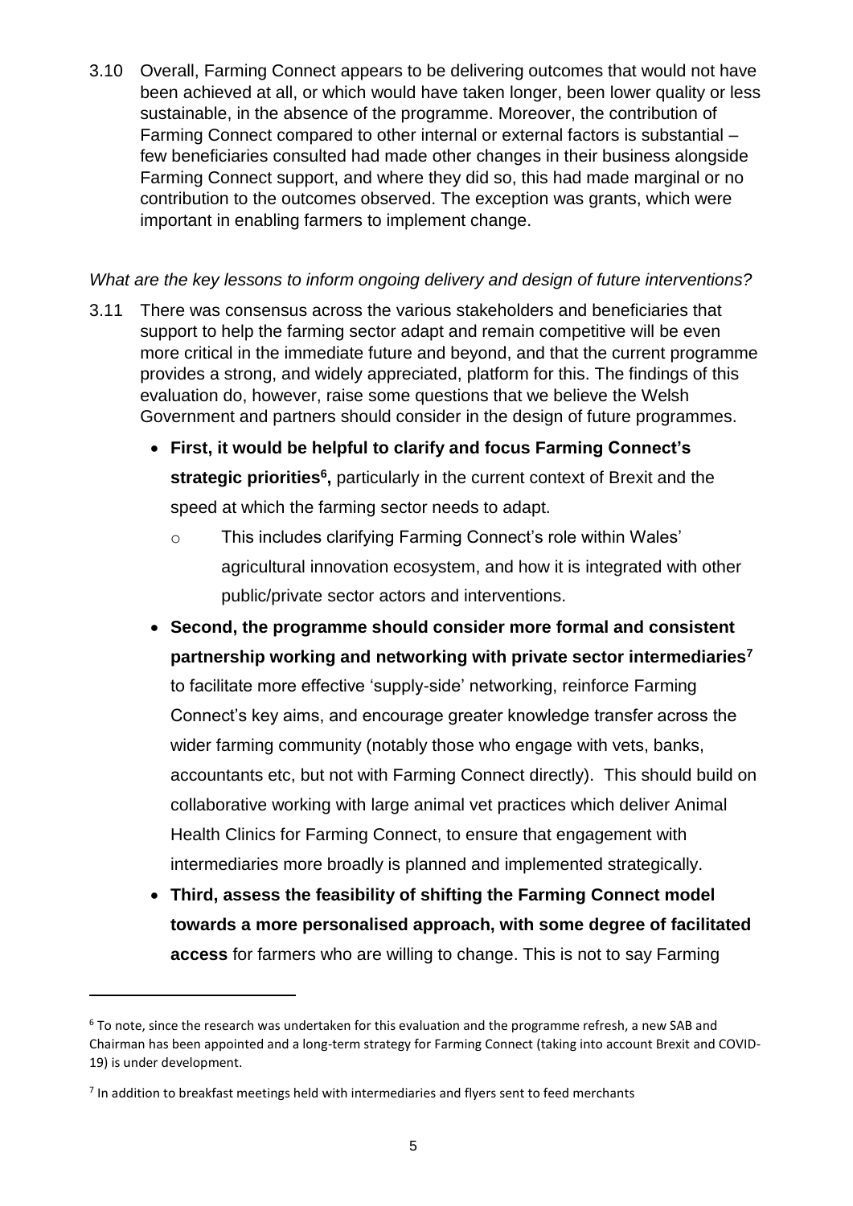3.10 Overall, Farming Connect appears to be delivering outcomes that would not have been achieved at all, or which would have taken longer, been lower quality or less sustainable, in the absence of the programme. Moreover, the contribution of Farming Connect compared to other internal or external factors is substantial – few beneficiaries consulted had made other changes in their business alongside Farming Connect support, and where they did so, this had made marginal or no contribution to the outcomes observed. The exception was grants, which were important in enabling farmers to implement change.

*What are the key lessons to inform ongoing delivery and design of future interventions?*

3.11 There was consensus across the various stakeholders and beneficiaries that support to help the farming sector adapt and remain competitive will be even more critical in the immediate future and beyond, and that the current programme provides a strong, and widely appreciated, platform for this. The findings of this evaluation do, however, raise some questions that we believe the Welsh Government and partners should consider in the design of future programmes.

- **First, it would be helpful to clarify and focus Farming Connect's strategic priorities[6],** particularly in the current context of Brexit and the speed at which the farming sector needs to adapt.
  - This includes clarifying Farming Connect's role within Wales' agricultural innovation ecosystem, and how it is integrated with other public/private sector actors and interventions.
- **Second, the programme should consider more formal and consistent partnership working and networking with private sector intermediaries[7]** to facilitate more effective 'supply-side' networking, reinforce Farming Connect's key aims, and encourage greater knowledge transfer across the wider farming community (notably those who engage with vets, banks, accountants etc, but not with Farming Connect directly). This should build on collaborative working with large animal vet practices which deliver Animal Health Clinics for Farming Connect, to ensure that engagement with intermediaries more broadly is planned and implemented strategically.
- **Third, assess the feasibility of shifting the Farming Connect model towards a more personalised approach, with some degree of facilitated access** for farmers who are willing to change. This is not to say Farming

---

[6] To note, since the research was undertaken for this evaluation and the programme refresh, a new SAB and Chairman has been appointed and a long-term strategy for Farming Connect (taking into account Brexit and COVID-19) is under development.

[7] In addition to breakfast meetings held with intermediaries and flyers sent to feed merchants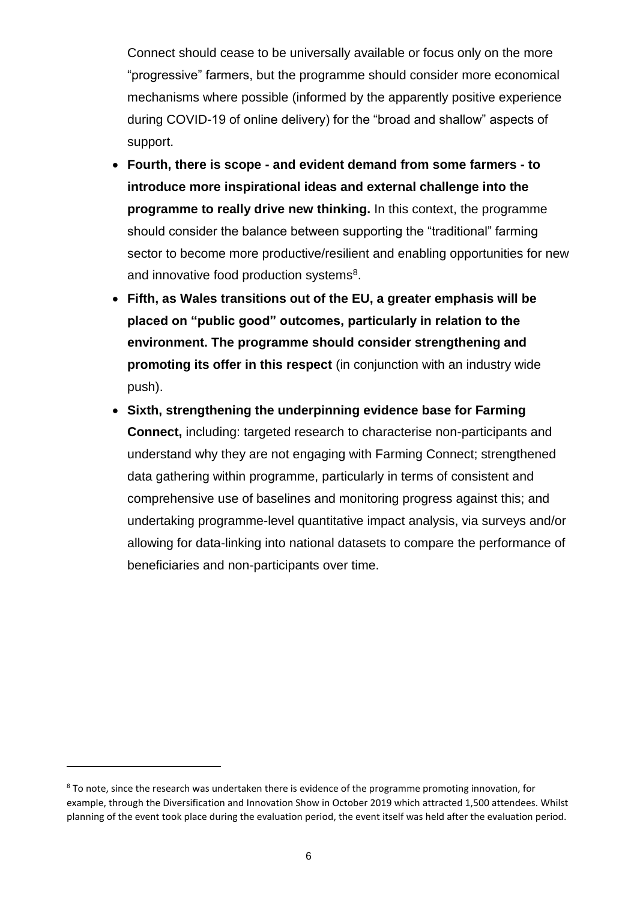Connect should cease to be universally available or focus only on the more "progressive" farmers, but the programme should consider more economical mechanisms where possible (informed by the apparently positive experience during COVID-19 of online delivery) for the "broad and shallow" aspects of support.

- **Fourth, there is scope - and evident demand from some farmers - to introduce more inspirational ideas and external challenge into the programme to really drive new thinking.** In this context, the programme should consider the balance between supporting the "traditional" farming sector to become more productive/resilient and enabling opportunities for new and innovative food production systems[8].
- **Fifth, as Wales transitions out of the EU, a greater emphasis will be placed on "public good" outcomes, particularly in relation to the environment. The programme should consider strengthening and promoting its offer in this respect** (in conjunction with an industry wide push).
- **Sixth, strengthening the underpinning evidence base for Farming Connect,** including: targeted research to characterise non-participants and understand why they are not engaging with Farming Connect; strengthened data gathering within programme, particularly in terms of consistent and comprehensive use of baselines and monitoring progress against this; and undertaking programme-level quantitative impact analysis, via surveys and/or allowing for data-linking into national datasets to compare the performance of beneficiaries and non-participants over time.

[8] To note, since the research was undertaken there is evidence of the programme promoting innovation, for example, through the Diversification and Innovation Show in October 2019 which attracted 1,500 attendees. Whilst planning of the event took place during the evaluation period, the event itself was held after the evaluation period.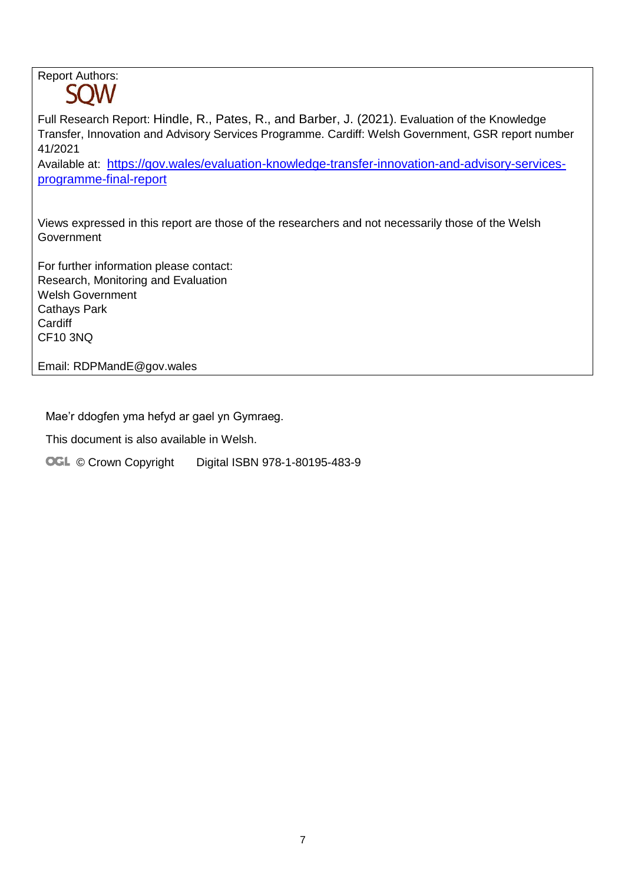Report Authors:

SQW

Full Research Report: Hindle, R., Pates, R., and Barber, J. (2021). Evaluation of the Knowledge Transfer, Innovation and Advisory Services Programme. Cardiff: Welsh Government, GSR report number 41/2021

Available at: [https://gov.wales/evaluation-knowledge-transfer-innovation-and-advisory-services-programme-final-report](https://gov.wales/evaluation-knowledge-transfer-innovation-and-advisory-services-programme-final-report)

Views expressed in this report are those of the researchers and not necessarily those of the Welsh Government

For further information please contact:
Research, Monitoring and Evaluation
Welsh Government
Cathays Park
Cardiff
CF10 3NQ

Email: RDPMandE@gov.wales

Mae'r ddogfen yma hefyd ar gael yn Gymraeg.

This document is also available in Welsh.

OGL © Crown Copyright Digital ISBN 978-1-80195-483-9